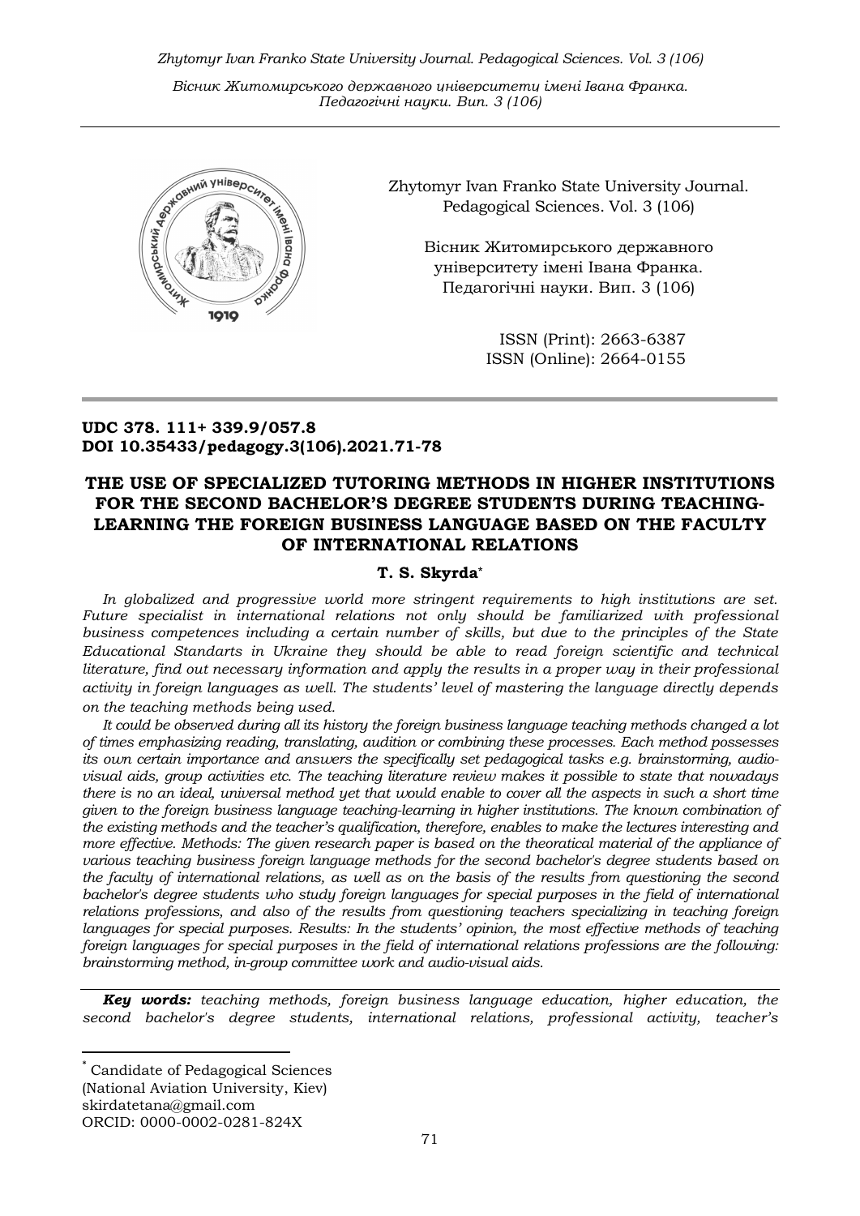Zhytomyr Ivan Franko State University Journal. Pedagogical Sciences. Vol. 3 (106)

Вісник Житомирського державного університету імені Івана Франка. Педагогічні науки. Вип. 3 (106)

ISSN (Print): 2663-6387
ISSN (Online): 2664-0155

**UDC 378. 111+ 339.9/057.8**
**DOI 10.35433/pedagogy.3(106).2021.71-78**

# THE USE OF SPECIALIZED TUTORING METHODS IN HIGHER INSTITUTIONS FOR THE SECOND BACHELOR'S DEGREE STUDENTS DURING TEACHING-LEARNING THE FOREIGN BUSINESS LANGUAGE BASED ON THE FACULTY OF INTERNATIONAL RELATIONS

**T. S. Skyrda***

*In globalized and progressive world more stringent requirements to high institutions are set. Future specialist in international relations not only should be familiarized with professional business competences including a certain number of skills, but due to the principles of the State Educational Standarts in Ukraine they should be able to read foreign scientific and technical literature, find out necessary information and apply the results in a proper way in their professional activity in foreign languages as well. The students' level of mastering the language directly depends on the teaching methods being used.*

*It could be observed during all its history the foreign business language teaching methods changed a lot of times emphasizing reading, translating, audition or combining these processes. Each method possesses its own certain importance and answers the specifically set pedagogical tasks e.g. brainstorming, audio-visual aids, group activities etc. The teaching literature review makes it possible to state that nowadays there is no an ideal, universal method yet that would enable to cover all the aspects in such a short time given to the foreign business language teaching-learning in higher institutions. The known combination of the existing methods and the teacher's qualification, therefore, enables to make the lectures interesting and more effective. Methods: The given research paper is based on the theoretical material of the appliance of various teaching business foreign language methods for the second bachelor's degree students based on the faculty of international relations, as well as on the basis of the results from questioning the second bachelor's degree students who study foreign languages for special purposes in the field of international relations professions, and also of the results from questioning teachers specializing in teaching foreign languages for special purposes. Results: In the students' opinion, the most effective methods of teaching foreign languages for special purposes in the field of international relations professions are the following: brainstorming method, in-group committee work and audio-visual aids.*

***Key words:*** *teaching methods, foreign business language education, higher education, the second bachelor's degree students, international relations, professional activity, teacher's*

---

\* Candidate of Pedagogical Sciences
(National Aviation University, Kiev)
skirdatetana@gmail.com
ORCID: 0000-0002-0281-824X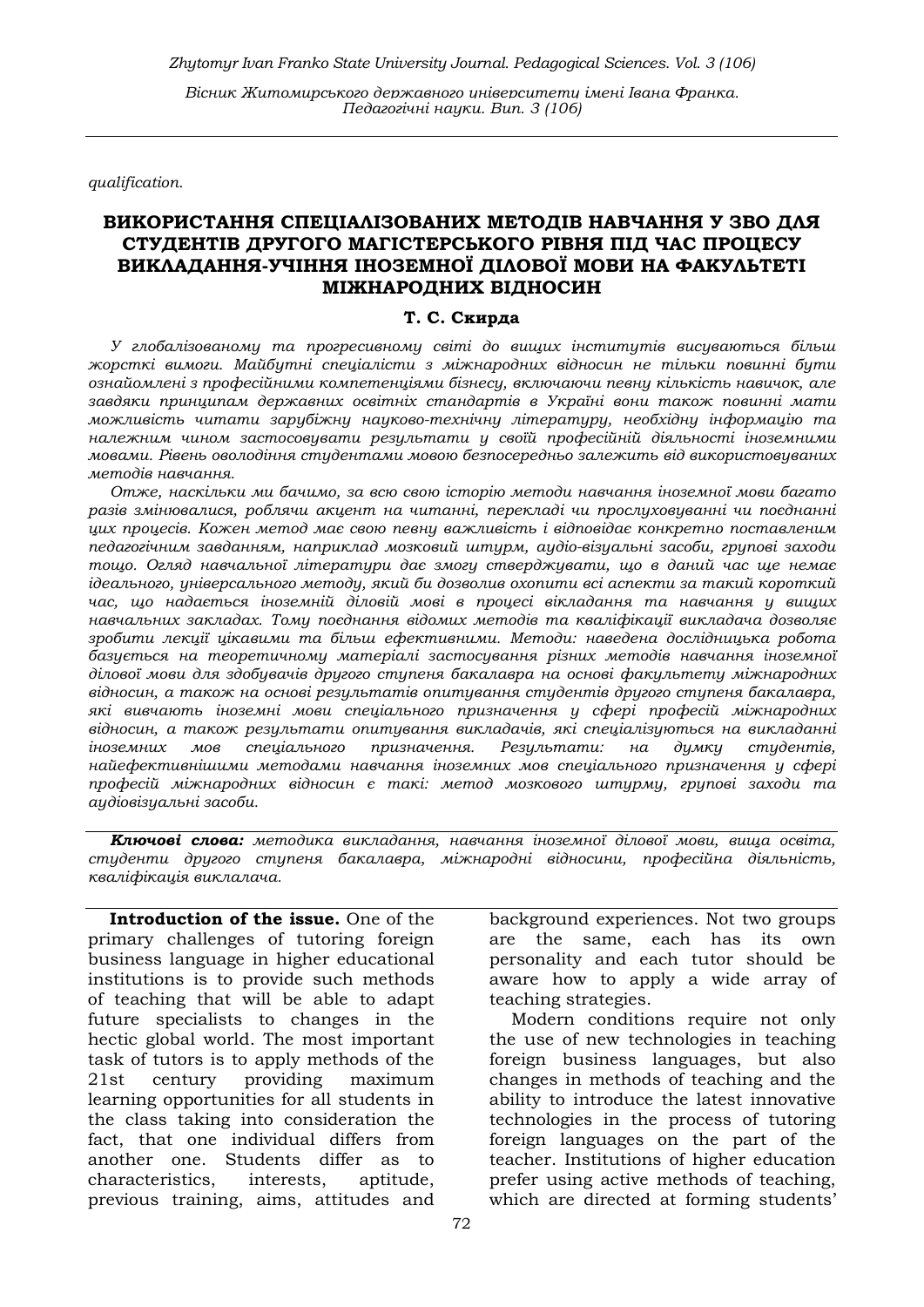qualification.

# ВИКОРИСТАННЯ СПЕЦІАЛІЗОВАНИХ МЕТОДІВ НАВЧАННЯ У ЗВО ДЛЯ СТУДЕНТІВ ДРУГОГО МАГІСТЕРСЬКОГО РІВНЯ ПІД ЧАС ПРОЦЕСУ ВИКЛАДАННЯ-УЧІННЯ ІНОЗЕМНОЇ ДІЛОВОЇ МОВИ НА ФАКУЛЬТЕТІ МІЖНАРОДНИХ ВІДНОСИН

**Т. С. Скирда**

*У глобалізованому та прогресивному світі до вищих інститутів висуваються більш жорсткі вимоги. Майбутні спеціалісти з міжнародних відносин не тільки повинні бути ознайомлені з професійними компетенціями бізнесу, включаючи певну кількість навичок, але завдяки принципам державних освітніх стандартів в Україні вони також повинні мати можливість читати зарубіжну науково-технічну літературу, необхідну інформацію та належним чином застосовувати результати у своїй професійній діяльності іноземними мовами. Рівень оволодіння студентами мовою безпосередньо залежить від використовуваних методів навчання.*

*Отже, наскільки ми бачимо, за всю свою історію методи навчання іноземної мови багато разів змінювалися, роблячи акцент на читанні, перекладі чи прослуховуванні чи поєднанні цих процесів. Кожен метод має свою певну важливість і відповідає конкретно поставленим педагогічним завданням, наприклад мозковий штурм, аудіо-візуальні засоби, групові заходи тощо. Огляд навчальної літератури дає змогу стверджувати, що в даний час ще немає ідеального, універсального методу, який би дозволив охопити всі аспекти за такий короткий час, що надається іноземній діловій мові в процесі вікладання та навчання у вищих навчальних закладах. Тому поєднання відомих методів та кваліфікації викладача дозволяє зробити лекції цікавими та більш ефективними. Методи: наведена дослідницька робота базується на теоретичному матеріалі застосування різних методів навчання іноземної ділової мови для здобувачів другого ступеня бакалавра на основі факультету міжнародних відносин, а також на основі результатів опитування студентів другого ступеня бакалавра, які вивчають іноземні мови спеціального призначення у сфері професій міжнародних відносин, а також результати опитування викладачів, які спеціалізуються на викладанні іноземних мов спеціального призначення. Результати: на думку студентів, найефективнішими методами навчання іноземних мов спеціального призначення у сфері професій міжнародних відносин є такі: метод мозкового штурму, групові заходи та аудіовізуальні засоби.*

***Ключові слова:*** *методика викладання, навчання іноземної ділової мови, вища освіта, студенти другого ступеня бакалавра, міжнародні відносини, професійна діяльність, кваліфікація виклалача.*

**Introduction of the issue.** One of the primary challenges of tutoring foreign business language in higher educational institutions is to provide such methods of teaching that will be able to adapt future specialists to changes in the hectic global world. The most important task of tutors is to apply methods of the 21st century providing maximum learning opportunities for all students in the class taking into consideration the fact, that one individual differs from another one. Students differ as to characteristics, interests, aptitude, previous training, aims, attitudes and background experiences. Not two groups are the same, each has its own personality and each tutor should be aware how to apply a wide array of teaching strategies.

Modern conditions require not only the use of new technologies in teaching foreign business languages, but also changes in methods of teaching and the ability to introduce the latest innovative technologies in the process of tutoring foreign languages on the part of the teacher. Institutions of higher education prefer using active methods of teaching, which are directed at forming students'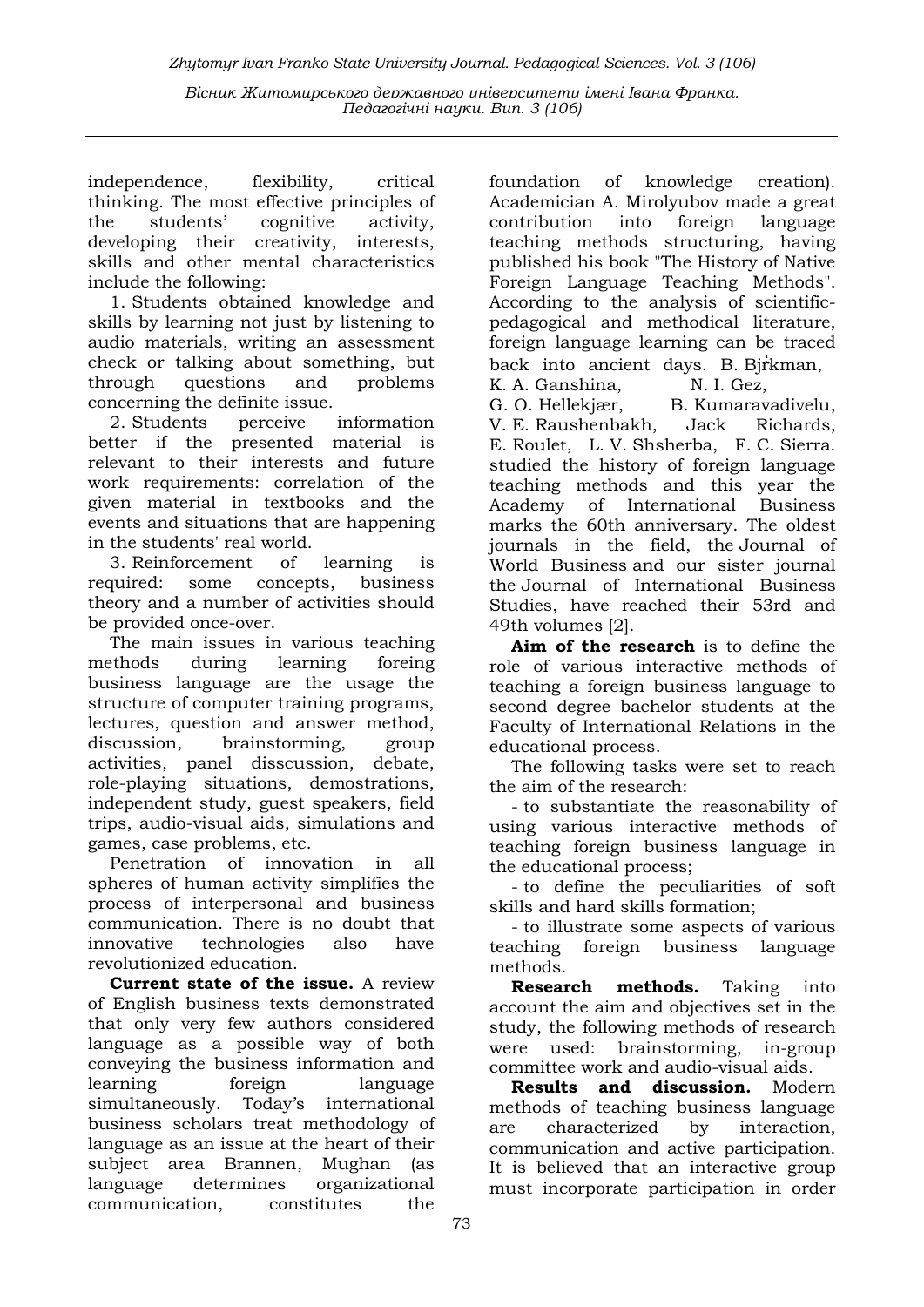independence, flexibility, critical thinking. The most effective principles of the students' cognitive activity, developing their creativity, interests, skills and other mental characteristics include the following:

1. Students obtained knowledge and skills by learning not just by listening to audio materials, writing an assessment check or talking about something, but through questions and problems concerning the definite issue.

2. Students perceive information better if the presented material is relevant to their interests and future work requirements: correlation of the given material in textbooks and the events and situations that are happening in the students' real world.

3. Reinforcement of learning is required: some concepts, business theory and a number of activities should be provided once-over.

The main issues in various teaching methods during learning foreing business language are the usage the structure of computer training programs, lectures, question and answer method, discussion, brainstorming, group activities, panel disscussion, debate, role-playing situations, demostrations, independent study, guest speakers, field trips, audio-visual aids, simulations and games, case problems, etc.

Penetration of innovation in all spheres of human activity simplifies the process of interpersonal and business communication. There is no doubt that innovative technologies also have revolutionized education.

**Current state of the issue.** A review of English business texts demonstrated that only very few authors considered language as a possible way of both conveying the business information and learning foreign language simultaneously. Today's international business scholars treat methodology of language as an issue at the heart of their subject area Brannen, Mughan (as language determines organizational communication, constitutes the foundation of knowledge creation). Academician A. Mirolyubov made a great contribution into foreign language teaching methods structuring, having published his book "The History of Native Foreign Language Teaching Methods". According to the analysis of scientific-pedagogical and methodical literature, foreign language learning can be traced back into ancient days. B. Bjrkman, K. A. Ganshina, N. I. Gez, G. O. Hellekjær, B. Kumaravadivelu, V. E. Raushenbakh, Jack Richards, E. Roulet, L. V. Shsherba, F. C. Sierra. studied the history of foreign language teaching methods and this year the Academy of International Business marks the 60th anniversary. The oldest journals in the field, the Journal of World Business and our sister journal the Journal of International Business Studies, have reached their 53rd and 49th volumes [2].

**Aim of the research** is to define the role of various interactive methods of teaching a foreign business language to second degree bachelor students at the Faculty of International Relations in the educational process.

The following tasks were set to reach the aim of the research:

- to substantiate the reasonability of using various interactive methods of teaching foreign business language in the educational process;
- to define the peculiarities of soft skills and hard skills formation;
- to illustrate some aspects of various teaching foreign business language methods.

**Research methods.** Taking into account the aim and objectives set in the study, the following methods of research were used: brainstorming, in-group committee work and audio-visual aids.

**Results and discussion.** Modern methods of teaching business language are characterized by interaction, communication and active participation. It is believed that an interactive group must incorporate participation in order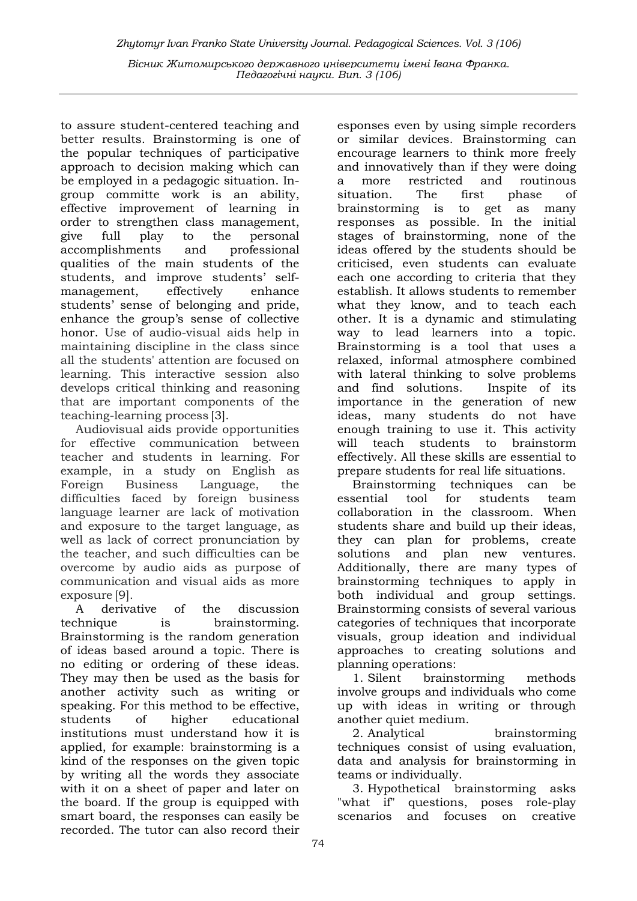to assure student-centered teaching and better results. Brainstorming is one of the popular techniques of participative approach to decision making which can be employed in a pedagogic situation. In-group committe work is an ability, effective improvement of learning in order to strengthen class management, give full play to the personal accomplishments and professional qualities of the main students of the students, and improve students' self-management, effectively enhance students' sense of belonging and pride, enhance the group's sense of collective honor. Use of audio-visual aids help in maintaining discipline in the class since all the students' attention are focused on learning. This interactive session also develops critical thinking and reasoning that are important components of the teaching-learning process [3].

Audiovisual aids provide opportunities for effective communication between teacher and students in learning. For example, in a study on English as Foreign Business Language, the difficulties faced by foreign business language learner are lack of motivation and exposure to the target language, as well as lack of correct pronunciation by the teacher, and such difficulties can be overcome by audio aids as purpose of communication and visual aids as more exposure [9].

A derivative of the discussion technique is brainstorming. Brainstorming is the random generation of ideas based around a topic. There is no editing or ordering of these ideas. They may then be used as the basis for another activity such as writing or speaking. For this method to be effective, students of higher educational institutions must understand how it is applied, for example: brainstorming is a kind of the responses on the given topic by writing all the words they associate with it on a sheet of paper and later on the board. If the group is equipped with smart board, the responses can easily be recorded. The tutor can also record their esponses even by using simple recorders or similar devices. Brainstorming can encourage learners to think more freely and innovatively than if they were doing a more restricted and routinous situation. The first phase of brainstorming is to get as many responses as possible. In the initial stages of brainstorming, none of the ideas offered by the students should be criticised, even students can evaluate each one according to criteria that they establish. It allows students to remember what they know, and to teach each other. It is a dynamic and stimulating way to lead learners into a topic. Brainstorming is a tool that uses a relaxed, informal atmosphere combined with lateral thinking to solve problems and find solutions. Inspite of its importance in the generation of new ideas, many students do not have enough training to use it. This activity will teach students to brainstorm effectively. All these skills are essential to prepare students for real life situations.

Brainstorming techniques can be essential tool for students team collaboration in the classroom. When students share and build up their ideas, they can plan for problems, create solutions and plan new ventures. Additionally, there are many types of brainstorming techniques to apply in both individual and group settings. Brainstorming consists of several various categories of techniques that incorporate visuals, group ideation and individual approaches to creating solutions and planning operations:

1. Silent brainstorming methods involve groups and individuals who come up with ideas in writing or through another quiet medium.
2. Analytical brainstorming techniques consist of using evaluation, data and analysis for brainstorming in teams or individually.
3. Hypothetical brainstorming asks "what if" questions, poses role-play scenarios and focuses on creative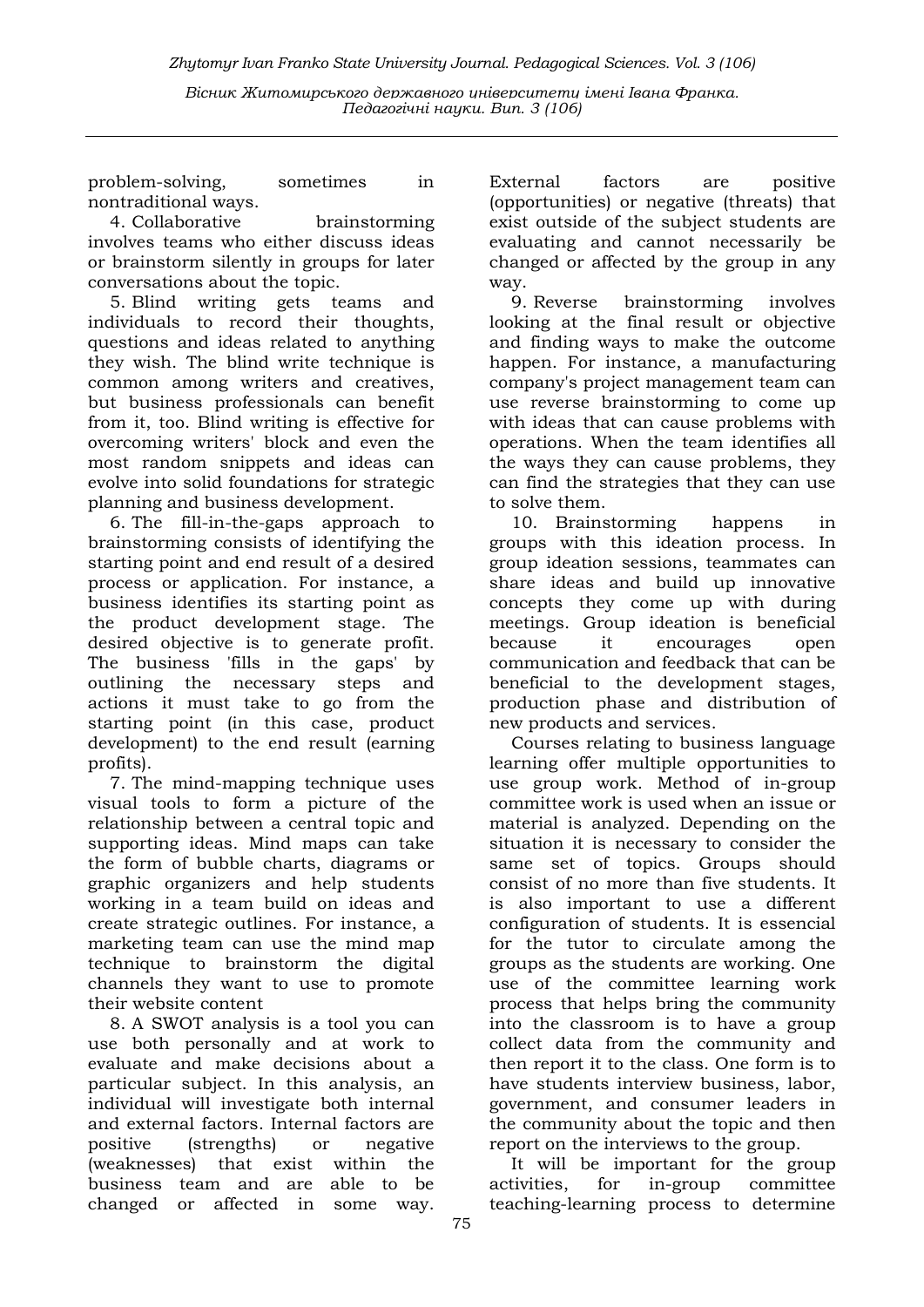problem-solving, sometimes in nontraditional ways.

4. Collaborative brainstorming involves teams who either discuss ideas or brainstorm silently in groups for later conversations about the topic.

5. Blind writing gets teams and individuals to record their thoughts, questions and ideas related to anything they wish. The blind write technique is common among writers and creatives, but business professionals can benefit from it, too. Blind writing is effective for overcoming writers' block and even the most random snippets and ideas can evolve into solid foundations for strategic planning and business development.

6. The fill-in-the-gaps approach to brainstorming consists of identifying the starting point and end result of a desired process or application. For instance, a business identifies its starting point as the product development stage. The desired objective is to generate profit. The business 'fills in the gaps' by outlining the necessary steps and actions it must take to go from the starting point (in this case, product development) to the end result (earning profits).

7. The mind-mapping technique uses visual tools to form a picture of the relationship between a central topic and supporting ideas. Mind maps can take the form of bubble charts, diagrams or graphic organizers and help students working in a team build on ideas and create strategic outlines. For instance, a marketing team can use the mind map technique to brainstorm the digital channels they want to use to promote their website content

8. A SWOT analysis is a tool you can use both personally and at work to evaluate and make decisions about a particular subject. In this analysis, an individual will investigate both internal and external factors. Internal factors are positive (strengths) or negative (weaknesses) that exist within the business team and are able to be changed or affected in some way. External factors are positive (opportunities) or negative (threats) that exist outside of the subject students are evaluating and cannot necessarily be changed or affected by the group in any way.

9. Reverse brainstorming involves looking at the final result or objective and finding ways to make the outcome happen. For instance, a manufacturing company's project management team can use reverse brainstorming to come up with ideas that can cause problems with operations. When the team identifies all the ways they can cause problems, they can find the strategies that they can use to solve them.

10. Brainstorming happens in groups with this ideation process. In group ideation sessions, teammates can share ideas and build up innovative concepts they come up with during meetings. Group ideation is beneficial because it encourages open communication and feedback that can be beneficial to the development stages, production phase and distribution of new products and services.

Courses relating to business language learning offer multiple opportunities to use group work. Method of in-group committee work is used when an issue or material is analyzed. Depending on the situation it is necessary to consider the same set of topics. Groups should consist of no more than five students. It is also important to use a different configuration of students. It is essencial for the tutor to circulate among the groups as the students are working. One use of the committee learning work process that helps bring the community into the classroom is to have a group collect data from the community and then report it to the class. One form is to have students interview business, labor, government, and consumer leaders in the community about the topic and then report on the interviews to the group.

It will be important for the group activities, for in-group committee teaching-learning process to determine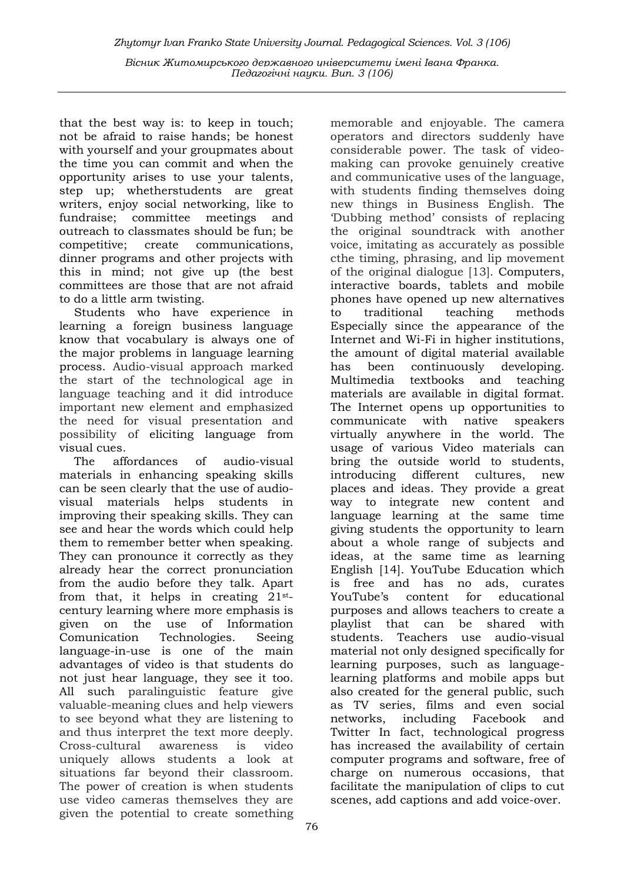that the best way is: to keep in touch; not be afraid to raise hands; be honest with yourself and your groupmates about the time you can commit and when the opportunity arises to use your talents, step up; whetherstudents are great writers, enjoy social networking, like to fundraise; committee meetings and outreach to classmates should be fun; be competitive; create communications, dinner programs and other projects with this in mind; not give up (the best committees are those that are not afraid to do a little arm twisting.

Students who have experience in learning a foreign business language know that vocabulary is always one of the major problems in language learning process. Audio-visual approach marked the start of the technological age in language teaching and it did introduce important new element and emphasized the need for visual presentation and possibility of eliciting language from visual cues.

The affordances of audio-visual materials in enhancing speaking skills can be seen clearly that the use of audio-visual materials helps students in improving their speaking skills. They can see and hear the words which could help them to remember better when speaking. They can pronounce it correctly as they already hear the correct pronunciation from the audio before they talk. Apart from that, it helps in creating 21st-century learning where more emphasis is given on the use of Information Comunication Technologies. Seeing language-in-use is one of the main advantages of video is that students do not just hear language, they see it too. All such paralinguistic feature give valuable-meaning clues and help viewers to see beyond what they are listening to and thus interpret the text more deeply. Cross-cultural awareness is video uniquely allows students a look at situations far beyond their classroom. The power of creation is when students use video cameras themselves they are given the potential to create something memorable and enjoyable. The camera operators and directors suddenly have considerable power. The task of video-making can provoke genuinely creative and communicative uses of the language, with students finding themselves doing new things in Business English. The 'Dubbing method' consists of replacing the original soundtrack with another voice, imitating as accurately as possible cthe timing, phrasing, and lip movement of the original dialogue [13]. Computers, interactive boards, tablets and mobile phones have opened up new alternatives to traditional teaching methods Especially since the appearance of the Internet and Wi-Fi in higher institutions, the amount of digital material available has been continuously developing. Multimedia textbooks and teaching materials are available in digital format. The Internet opens up opportunities to communicate with native speakers virtually anywhere in the world. The usage of various Video materials can bring the outside world to students, introducing different cultures, new places and ideas. They provide a great way to integrate new content and language learning at the same time giving students the opportunity to learn about a whole range of subjects and ideas, at the same time as learning English [14]. YouTube Education which is free and has no ads, curates YouTube's content for educational purposes and allows teachers to create a playlist that can be shared with students. Teachers use audio-visual material not only designed specifically for learning purposes, such as language-learning platforms and mobile apps but also created for the general public, such as TV series, films and even social networks, including Facebook and Twitter In fact, technological progress has increased the availability of certain computer programs and software, free of charge on numerous occasions, that facilitate the manipulation of clips to cut scenes, add captions and add voice-over.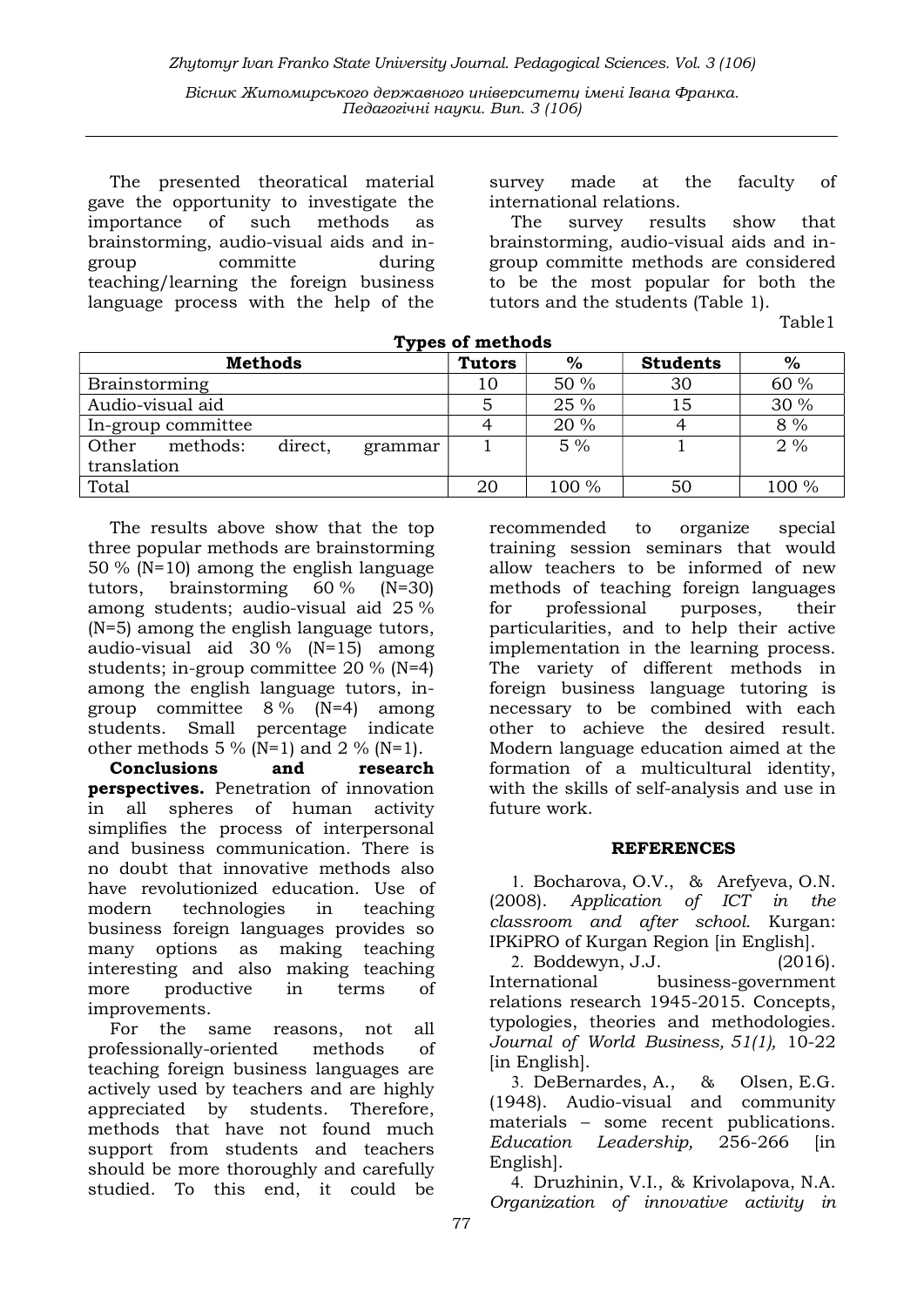The presented theoratical material gave the opportunity to investigate the importance of such methods as brainstorming, audio-visual aids and in-group committe during teaching/learning the foreign business language process with the help of the survey made at the faculty of international relations.

The survey results show that brainstorming, audio-visual aids and in-group committe methods are considered to be the most popular for both the tutors and the students (Table 1).

Table1

**Types of methods**

| Methods | Tutors | % | Students | % |
|---|---|---|---|---|
| Brainstorming | 10 | 50 % | 30 | 60 % |
| Audio-visual aid | 5 | 25 % | 15 | 30 % |
| In-group committee | 4 | 20 % | 4 | 8 % |
| Other methods: direct, grammar translation | 1 | 5 % | 1 | 2 % |
| Total | 20 | 100 % | 50 | 100 % |

The results above show that the top three popular methods are brainstorming 50 % (N=10) among the english language tutors, brainstorming 60 % (N=30) among students; audio-visual aid 25 % (N=5) among the english language tutors, audio-visual aid 30 % (N=15) among students; in-group committee 20 % (N=4) among the english language tutors, in-group committee 8 % (N=4) among students. Small percentage indicate other methods 5 % (N=1) and 2 % (N=1).

**Conclusions and research perspectives.** Penetration of innovation in all spheres of human activity simplifies the process of interpersonal and business communication. There is no doubt that innovative methods also have revolutionized education. Use of modern technologies in teaching business foreign languages provides so many options as making teaching interesting and also making teaching more productive in terms of improvements.

For the same reasons, not all professionally-oriented methods of teaching foreign business languages are actively used by teachers and are highly appreciated by students. Therefore, methods that have not found much support from students and teachers should be more thoroughly and carefully studied. To this end, it could be recommended to organize special training session seminars that would allow teachers to be informed of new methods of teaching foreign languages for professional purposes, their particularities, and to help their active implementation in the learning process. The variety of different methods in foreign business language tutoring is necessary to be combined with each other to achieve the desired result. Modern language education aimed at the formation of a multicultural identity, with the skills of self-analysis and use in future work.

**REFERENCES**

1. Bocharova, O.V., & Arefyeva, O.N. (2008). *Application of ICT in the classroom and after school.* Kurgan: IPKiPRO of Kurgan Region [in English].
2. Boddewyn, J.J. (2016). International business-government relations research 1945-2015. Concepts, typologies, theories and methodologies. *Journal of World Business, 51(1),* 10-22 [in English].
3. DeBernardes, A., & Olsen, E.G. (1948). Audio-visual and community materials – some recent publications. *Education Leadership,* 256-266 [in English].
4. Druzhinin, V.I., & Krivolapova, N.A. *Organization of innovative activity in*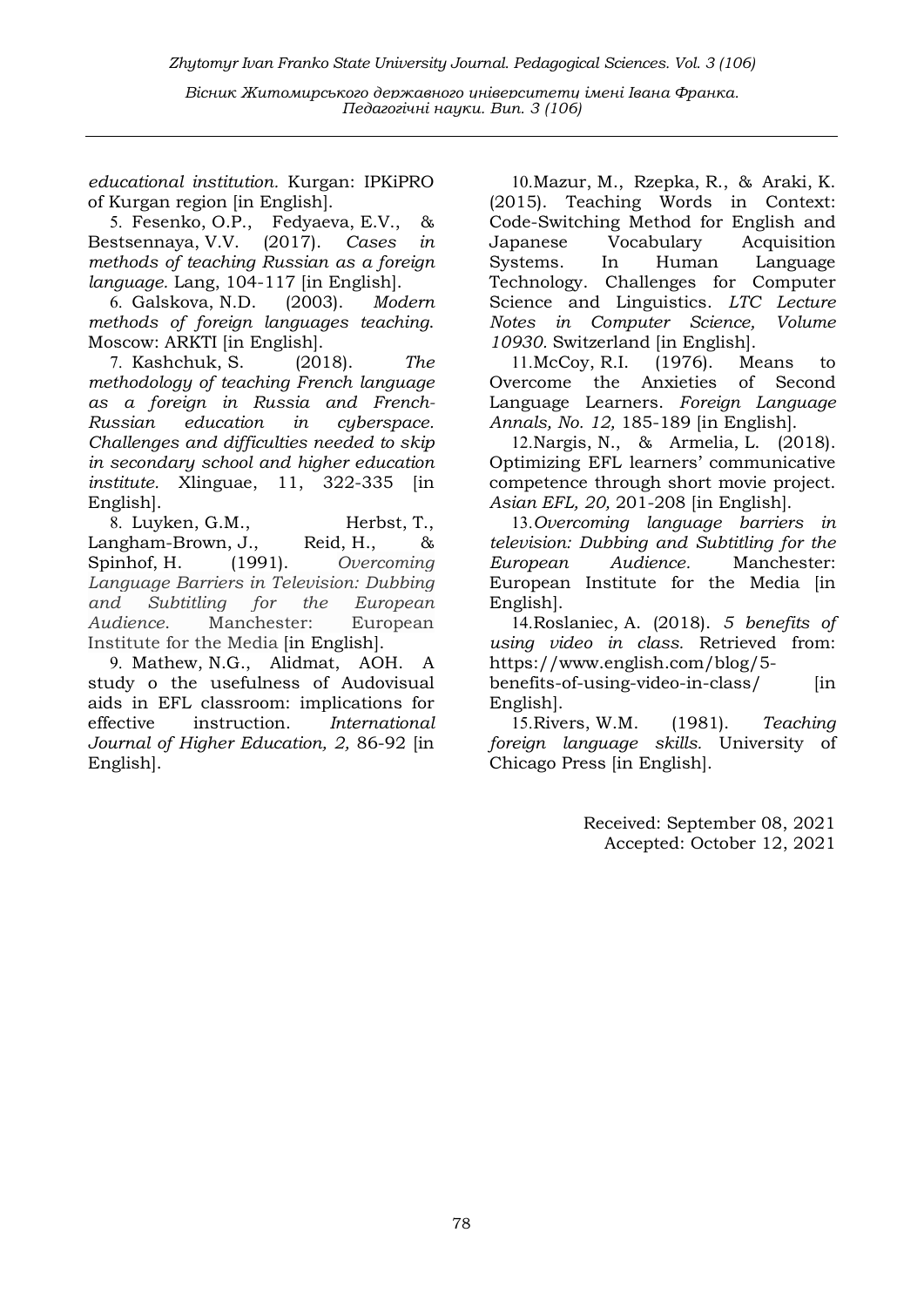*educational institution.* Kurgan: IPKiPRO of Kurgan region [in English].

5. Fesenko, O.P., Fedyaeva, E.V., & Bestsennaya, V.V. (2017). *Cases in methods of teaching Russian as a foreign language.* Lang, 104-117 [in English].

6. Galskova, N.D. (2003). *Modern methods of foreign languages teaching.* Moscow: ARKTI [in English].

7. Kashchuk, S. (2018). *The methodology of teaching French language as a foreign in Russia and French-Russian education in cyberspace. Challenges and difficulties needed to skip in secondary school and higher education institute.* Xlinguae, 11, 322-335 [in English].

8. Luyken, G.M., Herbst, T., Langham-Brown, J., Reid, H., & Spinhof, H. (1991). *Overcoming Language Barriers in Television: Dubbing and Subtitling for the European Audience.* Manchester: European Institute for the Media [in English].

9. Mathew, N.G., Alidmat, AOH. A study o the usefulness of Audovisual aids in EFL classroom: implications for effective instruction. *International Journal of Higher Education, 2,* 86-92 [in English].

10. Mazur, M., Rzepka, R., & Araki, K. (2015). Teaching Words in Context: Code-Switching Method for English and Japanese Vocabulary Acquisition Systems. In Human Language Technology. Challenges for Computer Science and Linguistics. *LTC Lecture Notes in Computer Science, Volume 10930.* Switzerland [in English].

11. McCoy, R.I. (1976). Means to Overcome the Anxieties of Second Language Learners. *Foreign Language Annals, No. 12,* 185-189 [in English].

12. Nargis, N., & Armelia, L. (2018). Optimizing EFL learners' communicative competence through short movie project. *Asian EFL, 20,* 201-208 [in English].

13. *Overcoming language barriers in television: Dubbing and Subtitling for the European Audience.* Manchester: European Institute for the Media [in English].

14. Roslaniec, A. (2018). *5 benefits of using video in class.* Retrieved from: https://www.english.com/blog/5-benefits-of-using-video-in-class/ [in English].

15. Rivers, W.M. (1981). *Teaching foreign language skills.* University of Chicago Press [in English].

Received: September 08, 2021
Accepted: October 12, 2021